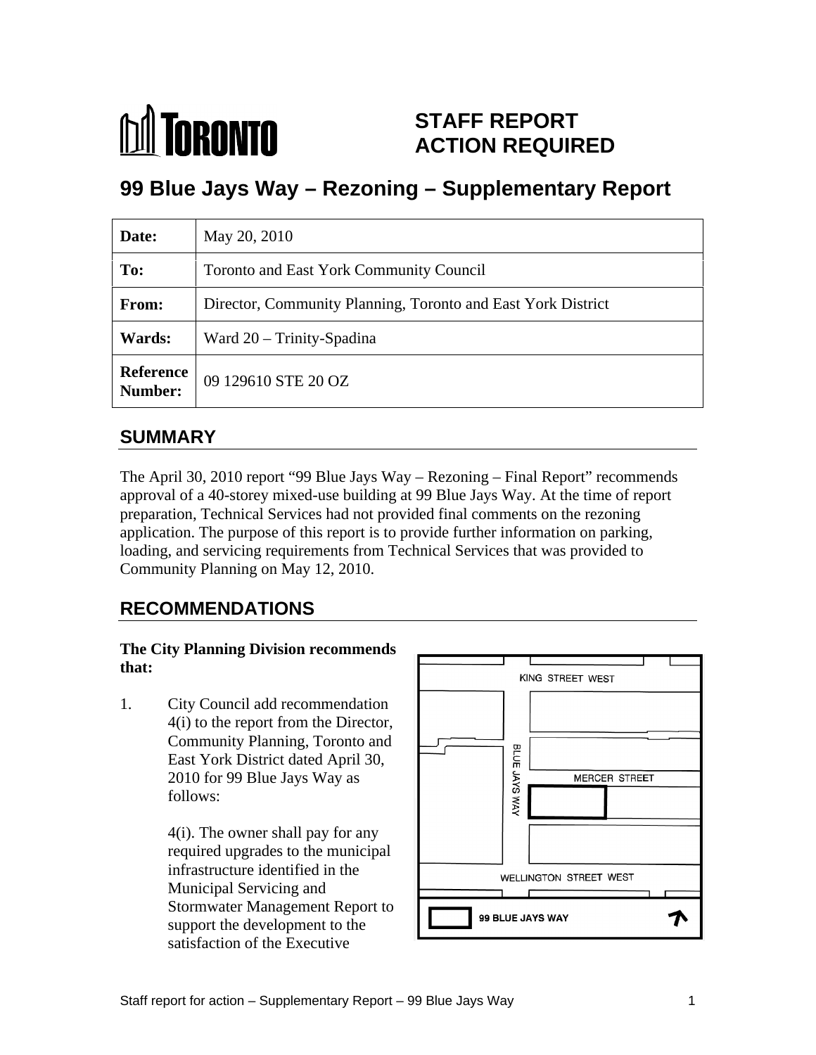# STAFF REPORT ACTION REQUIRED

## 99 Blue Jays Way – Rezoning – Supplementary Report

| Date: | May 20, 2010 |
|---|---|
| To: | Toronto and East York Community Council |
| From: | Director, Community Planning, Toronto and East York District |
| Wards: | Ward 20 – Trinity-Spadina |
| Reference Number: | 09 129610 STE 20 OZ |

## SUMMARY

The April 30, 2010 report "99 Blue Jays Way – Rezoning – Final Report" recommends approval of a 40-storey mixed-use building at 99 Blue Jays Way. At the time of report preparation, Technical Services had not provided final comments on the rezoning application. The purpose of this report is to provide further information on parking, loading, and servicing requirements from Technical Services that was provided to Community Planning on May 12, 2010.

## RECOMMENDATIONS

**The City Planning Division recommends that:**

1. City Council add recommendation 4(i) to the report from the Director, Community Planning, Toronto and East York District dated April 30, 2010 for 99 Blue Jays Way as follows:

   4(i). The owner shall pay for any required upgrades to the municipal infrastructure identified in the Municipal Servicing and Stormwater Management Report to support the development to the satisfaction of the Executive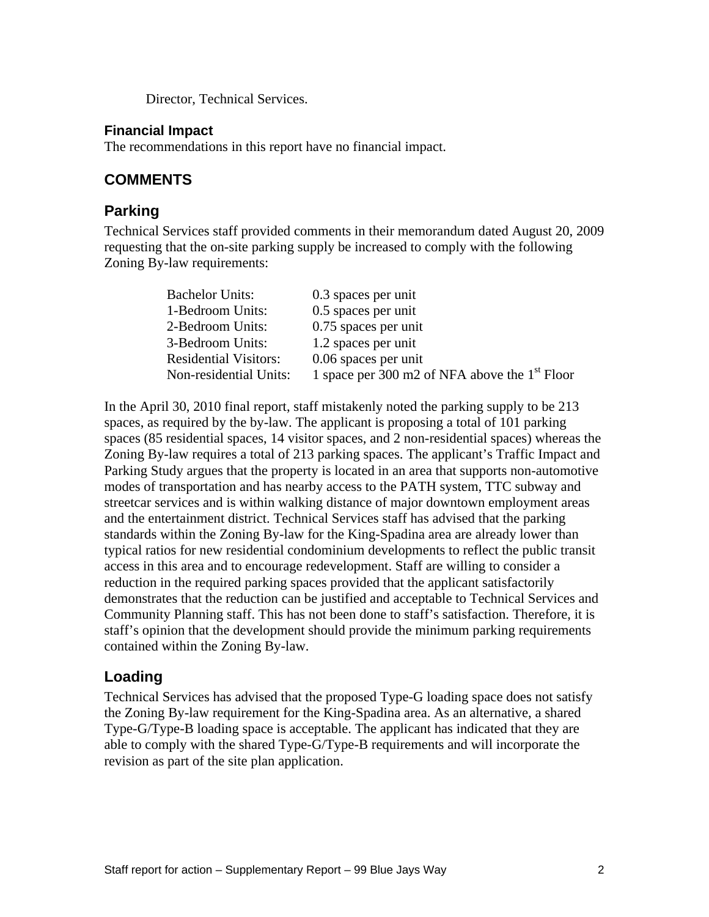Director, Technical Services.

### Financial Impact

The recommendations in this report have no financial impact.

## COMMENTS

### Parking

Technical Services staff provided comments in their memorandum dated August 20, 2009 requesting that the on-site parking supply be increased to comply with the following Zoning By-law requirements:

| | |
|---|---|
| Bachelor Units: | 0.3 spaces per unit |
| 1-Bedroom Units: | 0.5 spaces per unit |
| 2-Bedroom Units: | 0.75 spaces per unit |
| 3-Bedroom Units: | 1.2 spaces per unit |
| Residential Visitors: | 0.06 spaces per unit |
| Non-residential Units: | 1 space per 300 m2 of NFA above the 1st Floor |

In the April 30, 2010 final report, staff mistakenly noted the parking supply to be 213 spaces, as required by the by-law. The applicant is proposing a total of 101 parking spaces (85 residential spaces, 14 visitor spaces, and 2 non-residential spaces) whereas the Zoning By-law requires a total of 213 parking spaces. The applicant's Traffic Impact and Parking Study argues that the property is located in an area that supports non-automotive modes of transportation and has nearby access to the PATH system, TTC subway and streetcar services and is within walking distance of major downtown employment areas and the entertainment district. Technical Services staff has advised that the parking standards within the Zoning By-law for the King-Spadina area are already lower than typical ratios for new residential condominium developments to reflect the public transit access in this area and to encourage redevelopment. Staff are willing to consider a reduction in the required parking spaces provided that the applicant satisfactorily demonstrates that the reduction can be justified and acceptable to Technical Services and Community Planning staff. This has not been done to staff's satisfaction. Therefore, it is staff's opinion that the development should provide the minimum parking requirements contained within the Zoning By-law.

### Loading

Technical Services has advised that the proposed Type-G loading space does not satisfy the Zoning By-law requirement for the King-Spadina area. As an alternative, a shared Type-G/Type-B loading space is acceptable. The applicant has indicated that they are able to comply with the shared Type-G/Type-B requirements and will incorporate the revision as part of the site plan application.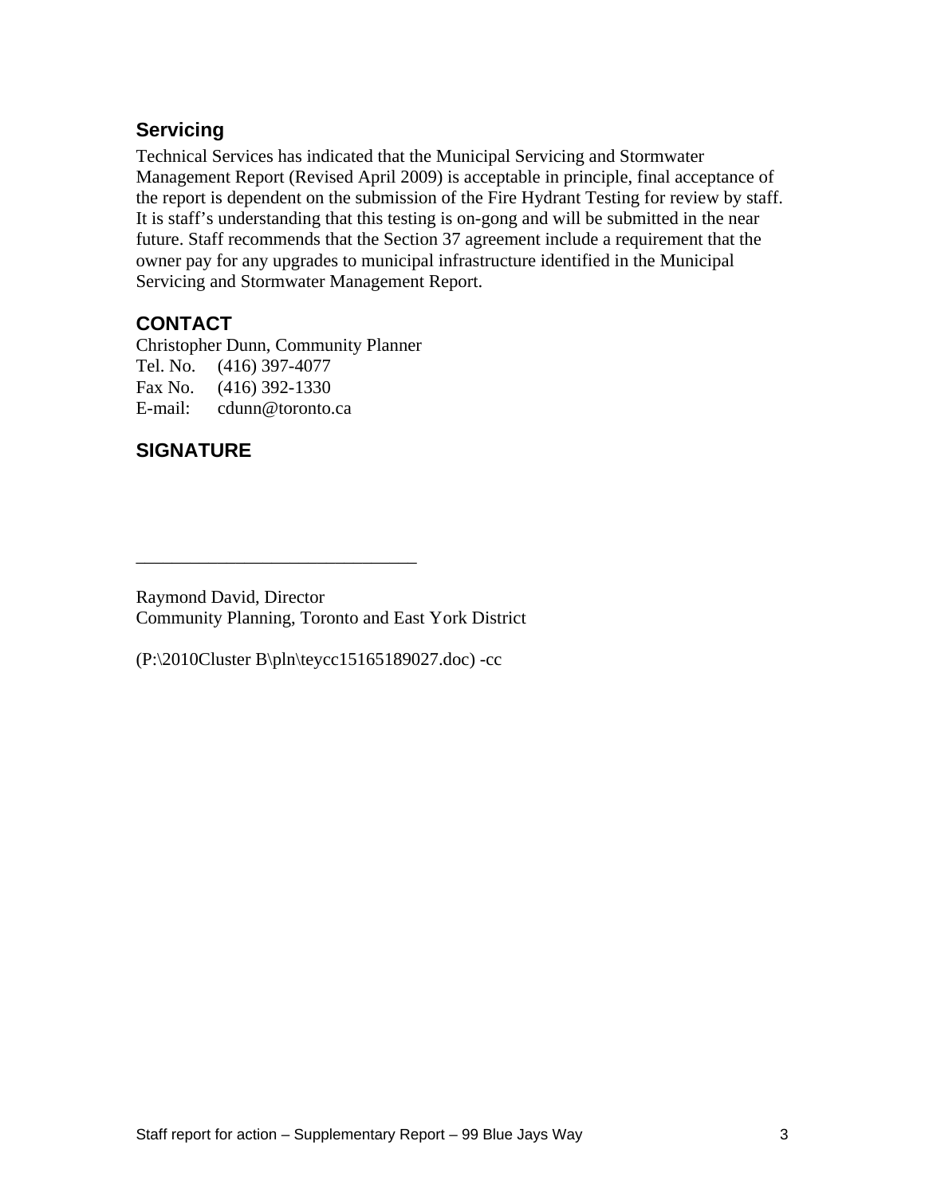## Servicing

Technical Services has indicated that the Municipal Servicing and Stormwater Management Report (Revised April 2009) is acceptable in principle, final acceptance of the report is dependent on the submission of the Fire Hydrant Testing for review by staff. It is staff's understanding that this testing is on-gong and will be submitted in the near future. Staff recommends that the Section 37 agreement include a requirement that the owner pay for any upgrades to municipal infrastructure identified in the Municipal Servicing and Stormwater Management Report.

## CONTACT

Christopher Dunn, Community Planner
Tel. No. (416) 397-4077
Fax No. (416) 392-1330
E-mail: cdunn@toronto.ca

## SIGNATURE

_______________________________

Raymond David, Director
Community Planning, Toronto and East York District

(P:\2010Cluster B\pln\teycc15165189027.doc) -cc